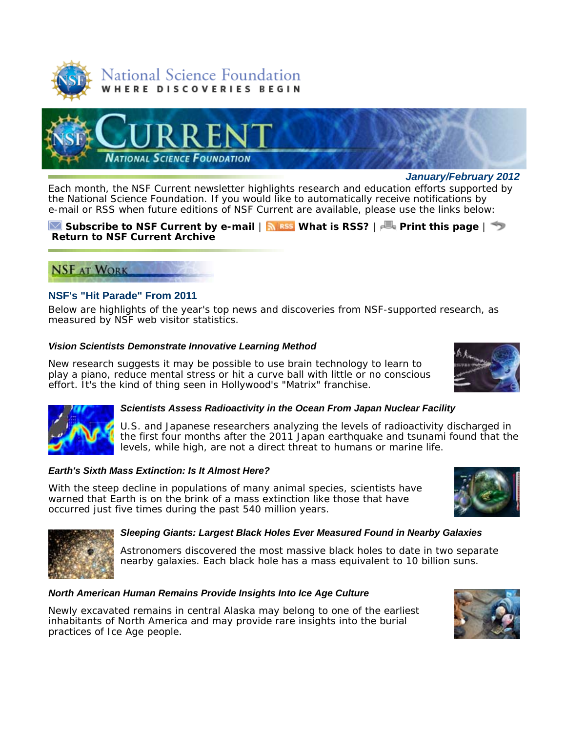National Science Foundation

WHERE DISCOVERIES BEGIN

# CURRENT

NATIONAL SCIENCE FOUNDATION

*January/February 2012*

Each month, the NSF Current newsletter highlights research and education efforts supported by the National Science Foundation. If you would like to automatically receive notifications by e-mail or RSS when future editions of NSF Current are available, please use the links below:

**Subscribe to NSF Current by e-mail** | **What is RSS?** | **Print this page** | **Return to NSF Current Archive**

## NSF AT WORK

### NSF's "Hit Parade" From 2011

Below are highlights of the year's top news and discoveries from NSF-supported research, as measured by NSF web visitor statistics.

***Vision Scientists Demonstrate Innovative Learning Method***

New research suggests it may be possible to use brain technology to learn to play a piano, reduce mental stress or hit a curve ball with little or no conscious effort. It's the kind of thing seen in Hollywood's "Matrix" franchise.

***Scientists Assess Radioactivity in the Ocean From Japan Nuclear Facility***

U.S. and Japanese researchers analyzing the levels of radioactivity discharged in the first four months after the 2011 Japan earthquake and tsunami found that the levels, while high, are not a direct threat to humans or marine life.

***Earth's Sixth Mass Extinction: Is It Almost Here?***

With the steep decline in populations of many animal species, scientists have warned that Earth is on the brink of a mass extinction like those that have occurred just five times during the past 540 million years.

***Sleeping Giants: Largest Black Holes Ever Measured Found in Nearby Galaxies***

Astronomers discovered the most massive black holes to date in two separate nearby galaxies. Each black hole has a mass equivalent to 10 billion suns.

***North American Human Remains Provide Insights Into Ice Age Culture***

Newly excavated remains in central Alaska may belong to one of the earliest inhabitants of North America and may provide rare insights into the burial practices of Ice Age people.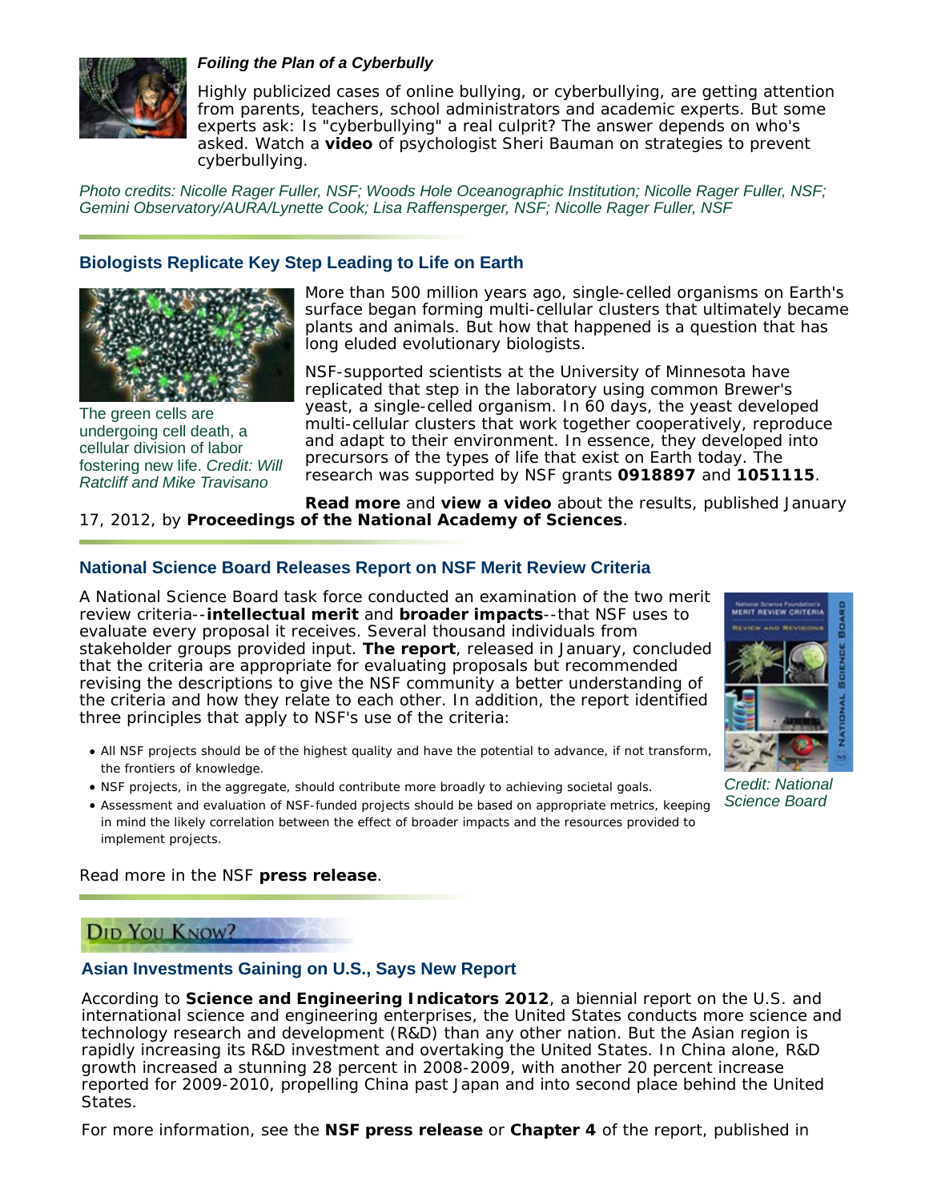***Foiling the Plan of a Cyberbully***

Highly publicized cases of online bullying, or cyberbullying, are getting attention from parents, teachers, school administrators and academic experts. But some experts ask: Is "cyberbullying" a real culprit? The answer depends on who's asked. Watch a **video** of psychologist Sheri Bauman on strategies to prevent cyberbullying.

*Photo credits: Nicolle Rager Fuller, NSF; Woods Hole Oceanographic Institution; Nicolle Rager Fuller, NSF; Gemini Observatory/AURA/Lynette Cook; Lisa Raffensperger, NSF; Nicolle Rager Fuller, NSF*

## Biologists Replicate Key Step Leading to Life on Earth

The green cells are undergoing cell death, a cellular division of labor fostering new life. *Credit: Will Ratcliff and Mike Travisano*

More than 500 million years ago, single-celled organisms on Earth's surface began forming multi-cellular clusters that ultimately became plants and animals. But how that happened is a question that has long eluded evolutionary biologists.

NSF-supported scientists at the University of Minnesota have replicated that step in the laboratory using common Brewer's yeast, a single-celled organism. In 60 days, the yeast developed multi-cellular clusters that work together cooperatively, reproduce and adapt to their environment. In essence, they developed into precursors of the types of life that exist on Earth today. The research was supported by NSF grants **0918897** and **1051115**.

**Read more** and **view a video** about the results, published January 17, 2012, by **Proceedings of the National Academy of Sciences**.

## National Science Board Releases Report on NSF Merit Review Criteria

A National Science Board task force conducted an examination of the two merit review criteria--**intellectual merit** and **broader impacts**--that NSF uses to evaluate every proposal it receives. Several thousand individuals from stakeholder groups provided input. **The report**, released in January, concluded that the criteria are appropriate for evaluating proposals but recommended revising the descriptions to give the NSF community a better understanding of the criteria and how they relate to each other. In addition, the report identified three principles that apply to NSF's use of the criteria:

- All NSF projects should be of the highest quality and have the potential to advance, if not transform, the frontiers of knowledge.
- NSF projects, in the aggregate, should contribute more broadly to achieving societal goals.
- Assessment and evaluation of NSF-funded projects should be based on appropriate metrics, keeping in mind the likely correlation between the effect of broader impacts and the resources provided to implement projects.

*Credit: National Science Board*

Read more in the NSF **press release**.

## Did You Know?

### Asian Investments Gaining on U.S., Says New Report

According to **Science and Engineering Indicators 2012**, a biennial report on the U.S. and international science and engineering enterprises, the United States conducts more science and technology research and development (R&D) than any other nation. But the Asian region is rapidly increasing its R&D investment and overtaking the United States. In China alone, R&D growth increased a stunning 28 percent in 2008-2009, with another 20 percent increase reported for 2009-2010, propelling China past Japan and into second place behind the United States.

For more information, see the **NSF press release** or **Chapter 4** of the report, published in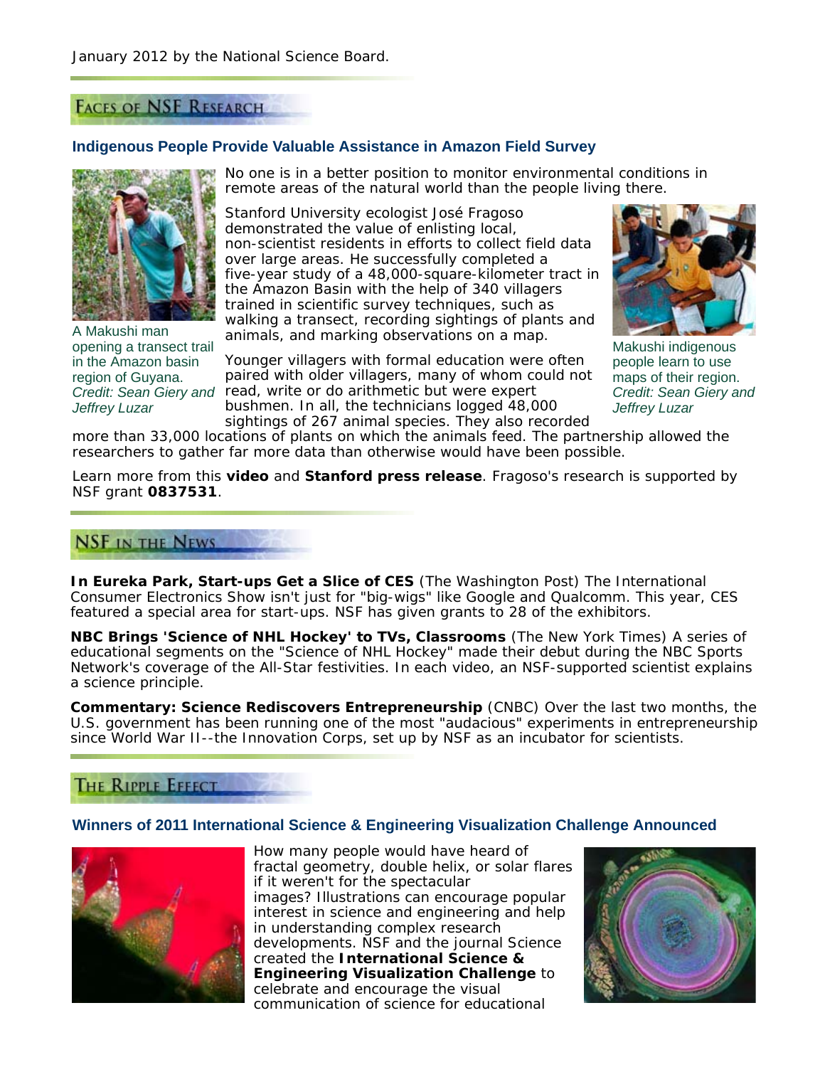January 2012 by the National Science Board.

## Faces of NSF Research

### Indigenous People Provide Valuable Assistance in Amazon Field Survey

A Makushi man opening a transect trail in the Amazon basin region of Guyana. *Credit: Sean Giery and Jeffrey Luzar*

No one is in a better position to monitor environmental conditions in remote areas of the natural world than the people living there.

Stanford University ecologist José Fragoso demonstrated the value of enlisting local, non-scientist residents in efforts to collect field data over large areas. He successfully completed a five-year study of a 48,000-square-kilometer tract in the Amazon Basin with the help of 340 villagers trained in scientific survey techniques, such as walking a transect, recording sightings of plants and animals, and marking observations on a map.

Makushi indigenous people learn to use maps of their region. *Credit: Sean Giery and Jeffrey Luzar*

Younger villagers with formal education were often paired with older villagers, many of whom could not read, write or do arithmetic but were expert bushmen. In all, the technicians logged 48,000 sightings of 267 animal species. They also recorded more than 33,000 locations of plants on which the animals feed. The partnership allowed the researchers to gather far more data than otherwise would have been possible.

Learn more from this **video** and **Stanford press release**. Fragoso's research is supported by NSF grant **0837531**.

## NSF in the News

**In Eureka Park, Start-ups Get a Slice of CES** (The Washington Post) The International Consumer Electronics Show isn't just for "big-wigs" like Google and Qualcomm. This year, CES featured a special area for start-ups. NSF has given grants to 28 of the exhibitors.

**NBC Brings 'Science of NHL Hockey' to TVs, Classrooms** (The New York Times) A series of educational segments on the "Science of NHL Hockey" made their debut during the NBC Sports Network's coverage of the All-Star festivities. In each video, an NSF-supported scientist explains a science principle.

**Commentary: Science Rediscovers Entrepreneurship** (CNBC) Over the last two months, the U.S. government has been running one of the most "audacious" experiments in entrepreneurship since World War II--the Innovation Corps, set up by NSF as an incubator for scientists.

## The Ripple Effect

### Winners of 2011 International Science & Engineering Visualization Challenge Announced

How many people would have heard of fractal geometry, double helix, or solar flares if it weren't for the spectacular images? Illustrations can encourage popular interest in science and engineering and help in understanding complex research developments. NSF and the journal Science created the **International Science & Engineering Visualization Challenge** to celebrate and encourage the visual communication of science for educational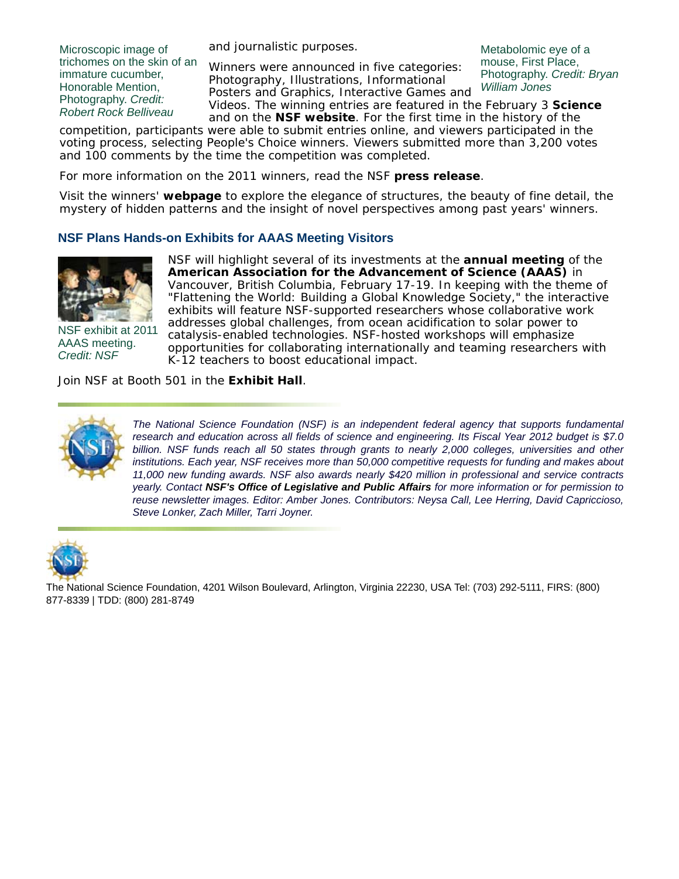and journalistic purposes.

Winners were announced in five categories: Photography, Illustrations, Informational Posters and Graphics, Interactive Games and Videos. The winning entries are featured in the February 3 **Science** and on the **NSF website**. For the first time in the history of the competition, participants were able to submit entries online, and viewers participated in the voting process, selecting People's Choice winners. Viewers submitted more than 3,200 votes and 100 comments by the time the competition was completed.

Microscopic image of trichomes on the skin of an immature cucumber, Honorable Mention, Photography. *Credit: Robert Rock Belliveau*

Metabolomic eye of a mouse, First Place, Photography. *Credit: Bryan William Jones*

For more information on the 2011 winners, read the NSF **press release**.

Visit the winners' **webpage** to explore the elegance of structures, the beauty of fine detail, the mystery of hidden patterns and the insight of novel perspectives among past years' winners.

### NSF Plans Hands-on Exhibits for AAAS Meeting Visitors

NSF exhibit at 2011 AAAS meeting. *Credit: NSF*

NSF will highlight several of its investments at the **annual meeting** of the **American Association for the Advancement of Science (AAAS)** in Vancouver, British Columbia, February 17-19. In keeping with the theme of "Flattening the World: Building a Global Knowledge Society," the interactive exhibits will feature NSF-supported researchers whose collaborative work addresses global challenges, from ocean acidification to solar power to catalysis-enabled technologies. NSF-hosted workshops will emphasize opportunities for collaborating internationally and teaming researchers with K-12 teachers to boost educational impact.

Join NSF at Booth 501 in the **Exhibit Hall**.

*The National Science Foundation (NSF) is an independent federal agency that supports fundamental research and education across all fields of science and engineering. Its Fiscal Year 2012 budget is $7.0 billion. NSF funds reach all 50 states through grants to nearly 2,000 colleges, universities and other institutions. Each year, NSF receives more than 50,000 competitive requests for funding and makes about 11,000 new funding awards. NSF also awards nearly $420 million in professional and service contracts yearly. Contact* ***NSF's Office of Legislative and Public Affairs*** *for more information or for permission to reuse newsletter images. Editor: Amber Jones. Contributors: Neysa Call, Lee Herring, David Capriccioso, Steve Lonker, Zach Miller, Tarri Joyner.*

The National Science Foundation, 4201 Wilson Boulevard, Arlington, Virginia 22230, USA Tel: (703) 292-5111, FIRS: (800) 877-8339 | TDD: (800) 281-8749